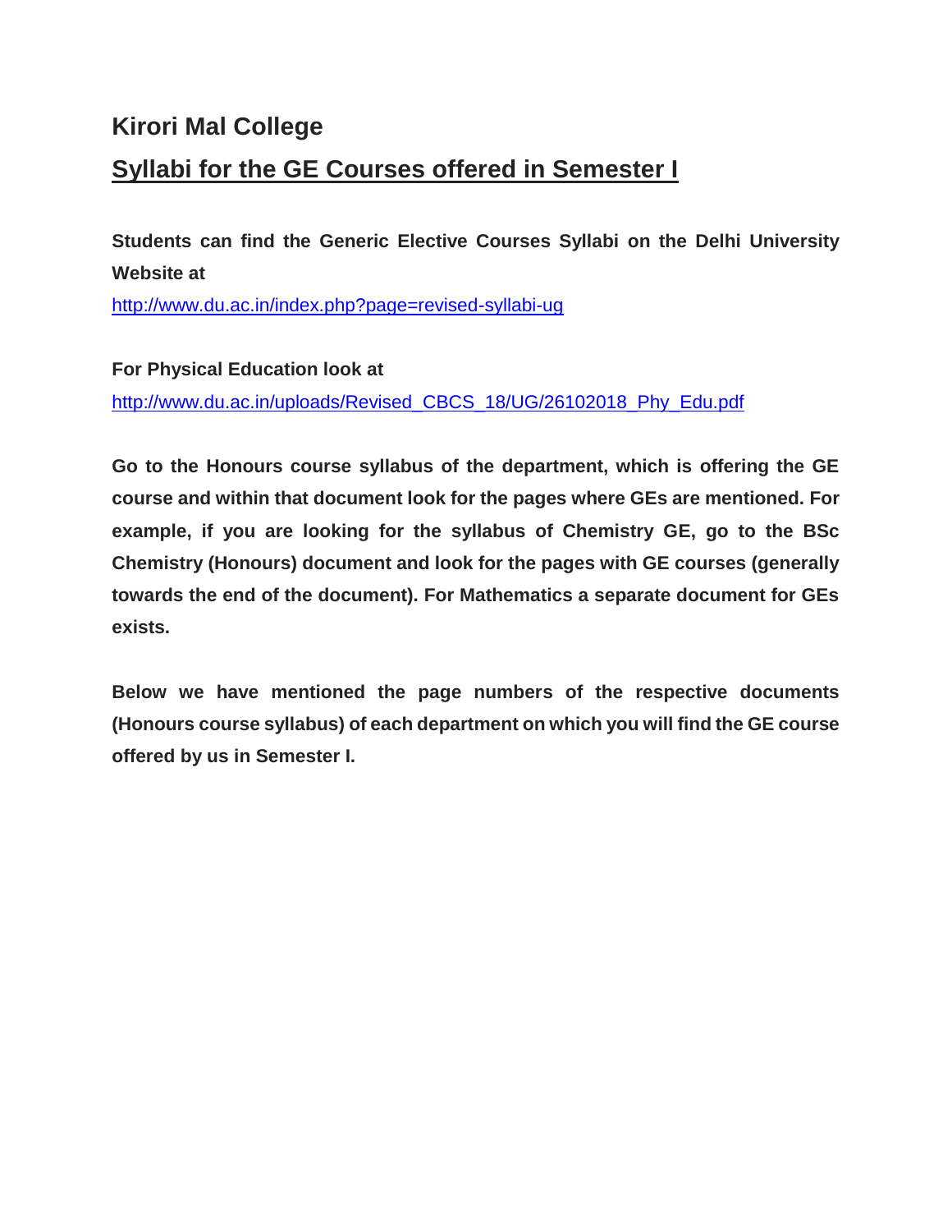# Kirori Mal College

## Syllabi for the GE Courses offered in Semester I

**Students can find the Generic Elective Courses Syllabi on the Delhi University Website at**
http://www.du.ac.in/index.php?page=revised-syllabi-ug

**For Physical Education look at**
http://www.du.ac.in/uploads/Revised_CBCS_18/UG/26102018_Phy_Edu.pdf

**Go to the Honours course syllabus of the department, which is offering the GE course and within that document look for the pages where GEs are mentioned. For example, if you are looking for the syllabus of Chemistry GE, go to the BSc Chemistry (Honours) document and look for the pages with GE courses (generally towards the end of the document). For Mathematics a separate document for GEs exists.**

**Below we have mentioned the page numbers of the respective documents (Honours course syllabus) of each department on which you will find the GE course offered by us in Semester I.**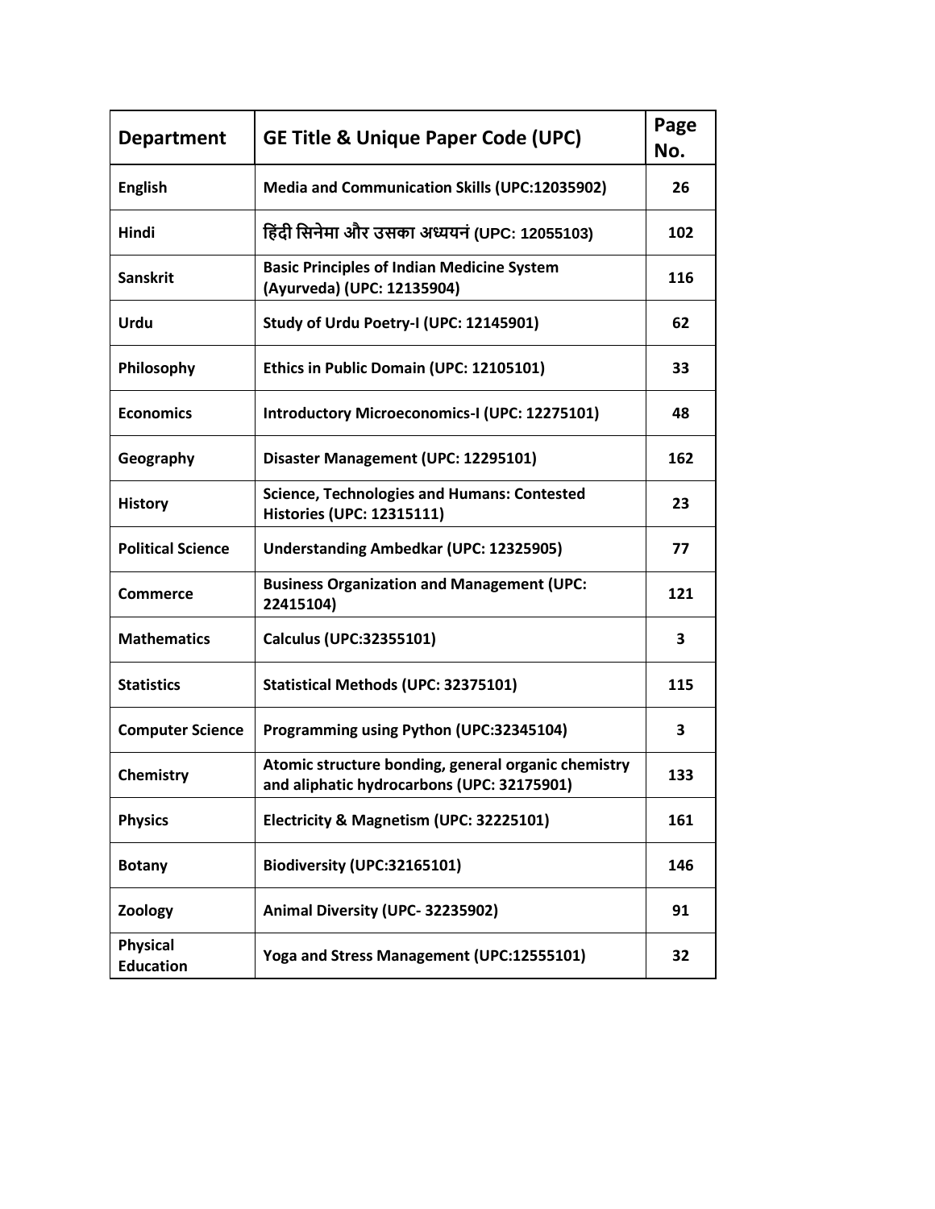| Department | GE Title & Unique Paper Code (UPC) | Page No. |
|---|---|---|
| **English** | **Media and Communication Skills (UPC:12035902)** | **26** |
| **Hindi** | **हिंदी सिनेमा और उसका अध्ययनं (UPC: 12055103)** | **102** |
| **Sanskrit** | **Basic Principles of Indian Medicine System (Ayurveda) (UPC: 12135904)** | **116** |
| **Urdu** | **Study of Urdu Poetry-I (UPC: 12145901)** | **62** |
| **Philosophy** | **Ethics in Public Domain (UPC: 12105101)** | **33** |
| **Economics** | **Introductory Microeconomics-I (UPC: 12275101)** | **48** |
| **Geography** | **Disaster Management (UPC: 12295101)** | **162** |
| **History** | **Science, Technologies and Humans: Contested Histories (UPC: 12315111)** | **23** |
| **Political Science** | **Understanding Ambedkar (UPC: 12325905)** | **77** |
| **Commerce** | **Business Organization and Management (UPC: 22415104)** | **121** |
| **Mathematics** | **Calculus (UPC:32355101)** | **3** |
| **Statistics** | **Statistical Methods (UPC: 32375101)** | **115** |
| **Computer Science** | **Programming using Python (UPC:32345104)** | **3** |
| **Chemistry** | **Atomic structure bonding, general organic chemistry and aliphatic hydrocarbons (UPC: 32175901)** | **133** |
| **Physics** | **Electricity & Magnetism (UPC: 32225101)** | **161** |
| **Botany** | **Biodiversity (UPC:32165101)** | **146** |
| **Zoology** | **Animal Diversity (UPC- 32235902)** | **91** |
| **Physical Education** | **Yoga and Stress Management (UPC:12555101)** | **32** |